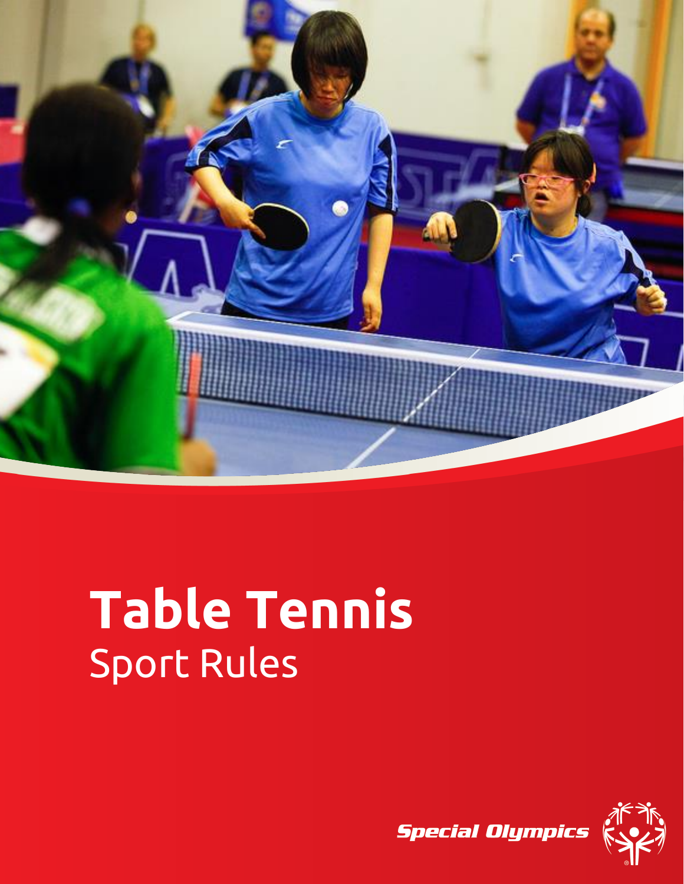# Table Tennis

Sport Rules

Special Olympics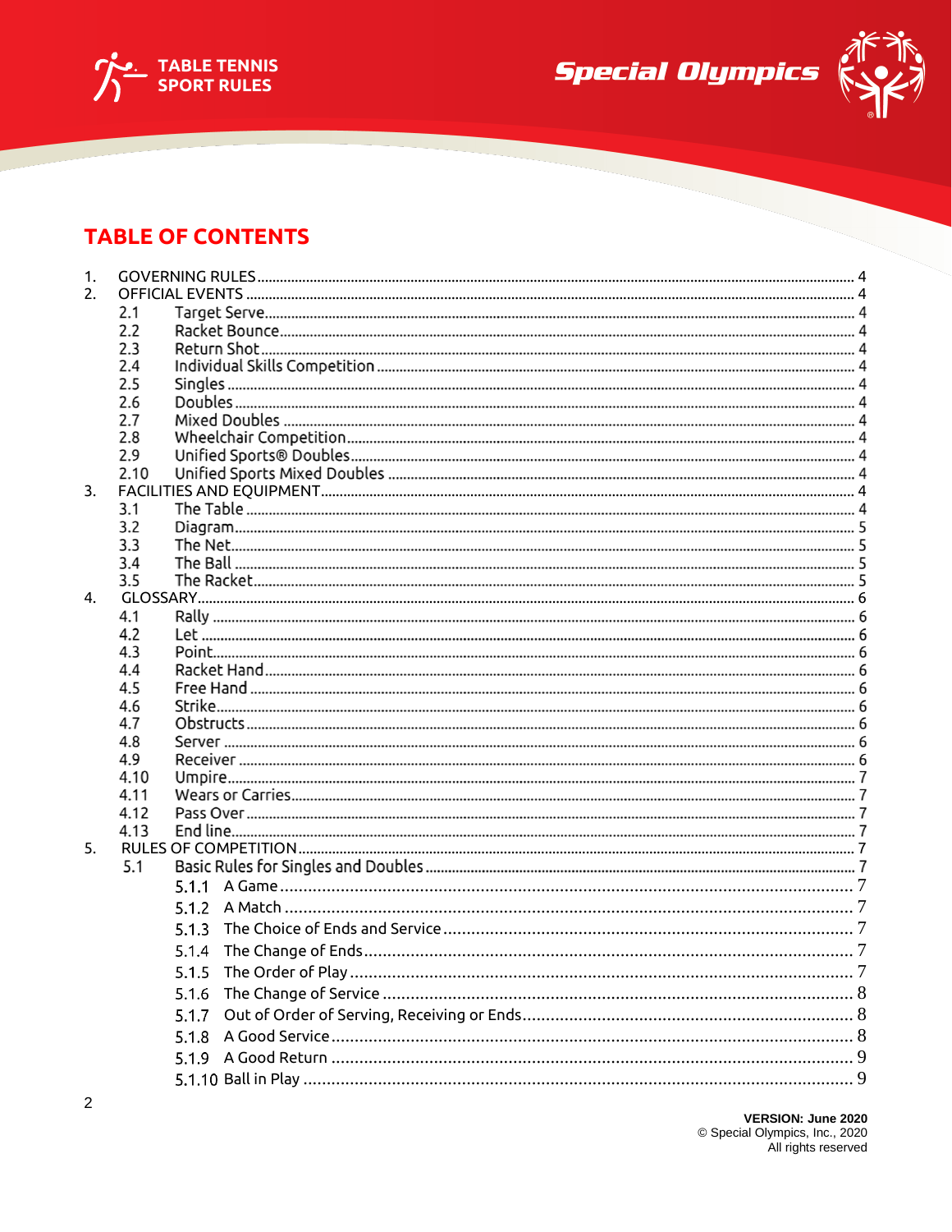## TABLE OF CONTENTS

1. GOVERNING RULES ........ 4
2. OFFICIAL EVENTS ........ 4
   - 2.1 Target Serve ........ 4
   - 2.2 Racket Bounce ........ 4
   - 2.3 Return Shot ........ 4
   - 2.4 Individual Skills Competition ........ 4
   - 2.5 Singles ........ 4
   - 2.6 Doubles ........ 4
   - 2.7 Mixed Doubles ........ 4
   - 2.8 Wheelchair Competition ........ 4
   - 2.9 Unified Sports® Doubles ........ 4
   - 2.10 Unified Sports Mixed Doubles ........ 4
3. FACILITIES AND EQUIPMENT ........ 4
   - 3.1 The Table ........ 4
   - 3.2 Diagram ........ 5
   - 3.3 The Net ........ 5
   - 3.4 The Ball ........ 5
   - 3.5 The Racket ........ 5
4. GLOSSARY ........ 6
   - 4.1 Rally ........ 6
   - 4.2 Let ........ 6
   - 4.3 Point ........ 6
   - 4.4 Racket Hand ........ 6
   - 4.5 Free Hand ........ 6
   - 4.6 Strike ........ 6
   - 4.7 Obstructs ........ 6
   - 4.8 Server ........ 6
   - 4.9 Receiver ........ 6
   - 4.10 Umpire ........ 7
   - 4.11 Wears or Carries ........ 7
   - 4.12 Pass Over ........ 7
   - 4.13 End line ........ 7
5. RULES OF COMPETITION ........ 7
   - 5.1 Basic Rules for Singles and Doubles ........ 7
     - 5.1.1 A Game ........ 7
     - 5.1.2 A Match ........ 7
     - 5.1.3 The Choice of Ends and Service ........ 7
     - 5.1.4 The Change of Ends ........ 7
     - 5.1.5 The Order of Play ........ 7
     - 5.1.6 The Change of Service ........ 8
     - 5.1.7 Out of Order of Serving, Receiving or Ends ........ 8
     - 5.1.8 A Good Service ........ 8
     - 5.1.9 A Good Return ........ 9
     - 5.1.10 Ball in Play ........ 9

VERSION: June 2020
© Special Olympics, Inc., 2020
All rights reserved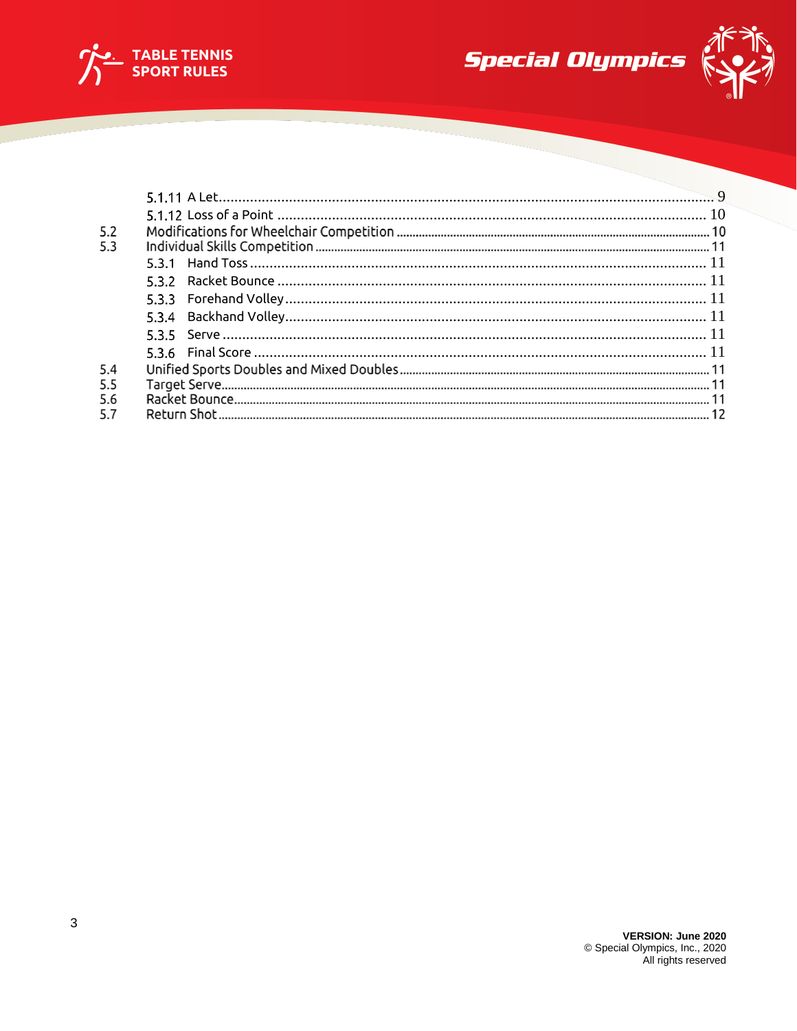5.1.11 A Let ........................................................................ 9
5.1.12 Loss of a Point ........................................................................ 10
5.2 Modifications for Wheelchair Competition ........................................................................ 10
5.3 Individual Skills Competition ........................................................................ 11
5.3.1 Hand Toss ........................................................................ 11
5.3.2 Racket Bounce ........................................................................ 11
5.3.3 Forehand Volley ........................................................................ 11
5.3.4 Backhand Volley ........................................................................ 11
5.3.5 Serve ........................................................................ 11
5.3.6 Final Score ........................................................................ 11
5.4 Unified Sports Doubles and Mixed Doubles ........................................................................ 11
5.5 Target Serve ........................................................................ 11
5.6 Racket Bounce ........................................................................ 11
5.7 Return Shot ........................................................................ 12

**VERSION: June 2020**
© Special Olympics, Inc., 2020
All rights reserved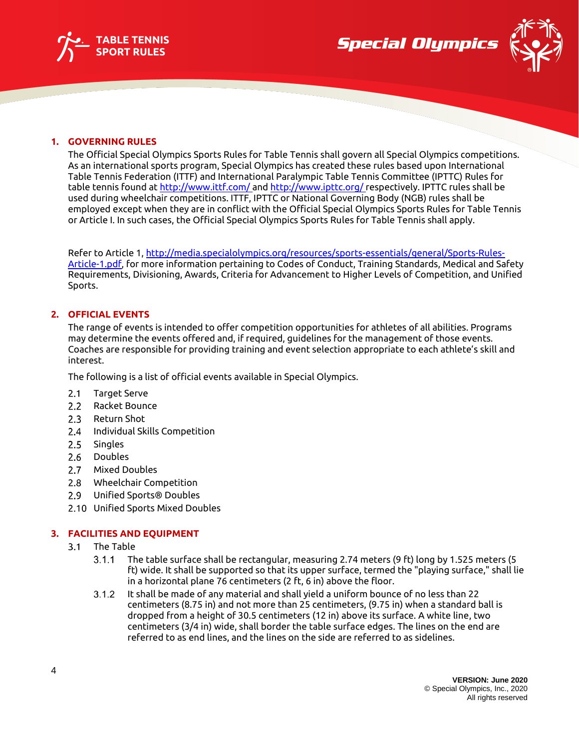## 1. GOVERNING RULES

The Official Special Olympics Sports Rules for Table Tennis shall govern all Special Olympics competitions. As an international sports program, Special Olympics has created these rules based upon International Table Tennis Federation (ITTF) and International Paralympic Table Tennis Committee (IPTTC) Rules for table tennis found at http://www.ittf.com/ and http://www.ipttc.org/ respectively. IPTTC rules shall be used during wheelchair competitions. ITTF, IPTTC or National Governing Body (NGB) rules shall be employed except when they are in conflict with the Official Special Olympics Sports Rules for Table Tennis or Article I. In such cases, the Official Special Olympics Sports Rules for Table Tennis shall apply.

Refer to Article 1, http://media.specialolympics.org/resources/sports-essentials/general/Sports-Rules-Article-1.pdf, for more information pertaining to Codes of Conduct, Training Standards, Medical and Safety Requirements, Divisioning, Awards, Criteria for Advancement to Higher Levels of Competition, and Unified Sports.

## 2. OFFICIAL EVENTS

The range of events is intended to offer competition opportunities for athletes of all abilities. Programs may determine the events offered and, if required, guidelines for the management of those events. Coaches are responsible for providing training and event selection appropriate to each athlete's skill and interest.

The following is a list of official events available in Special Olympics.

- 2.1 Target Serve
- 2.2 Racket Bounce
- 2.3 Return Shot
- 2.4 Individual Skills Competition
- 2.5 Singles
- 2.6 Doubles
- 2.7 Mixed Doubles
- 2.8 Wheelchair Competition
- 2.9 Unified Sports® Doubles
- 2.10 Unified Sports Mixed Doubles

## 3. FACILITIES AND EQUIPMENT

### 3.1 The Table

3.1.1 The table surface shall be rectangular, measuring 2.74 meters (9 ft) long by 1.525 meters (5 ft) wide. It shall be supported so that its upper surface, termed the "playing surface," shall lie in a horizontal plane 76 centimeters (2 ft, 6 in) above the floor.

3.1.2 It shall be made of any material and shall yield a uniform bounce of no less than 22 centimeters (8.75 in) and not more than 25 centimeters, (9.75 in) when a standard ball is dropped from a height of 30.5 centimeters (12 in) above its surface. A white line, two centimeters (3/4 in) wide, shall border the table surface edges. The lines on the end are referred to as end lines, and the lines on the side are referred to as sidelines.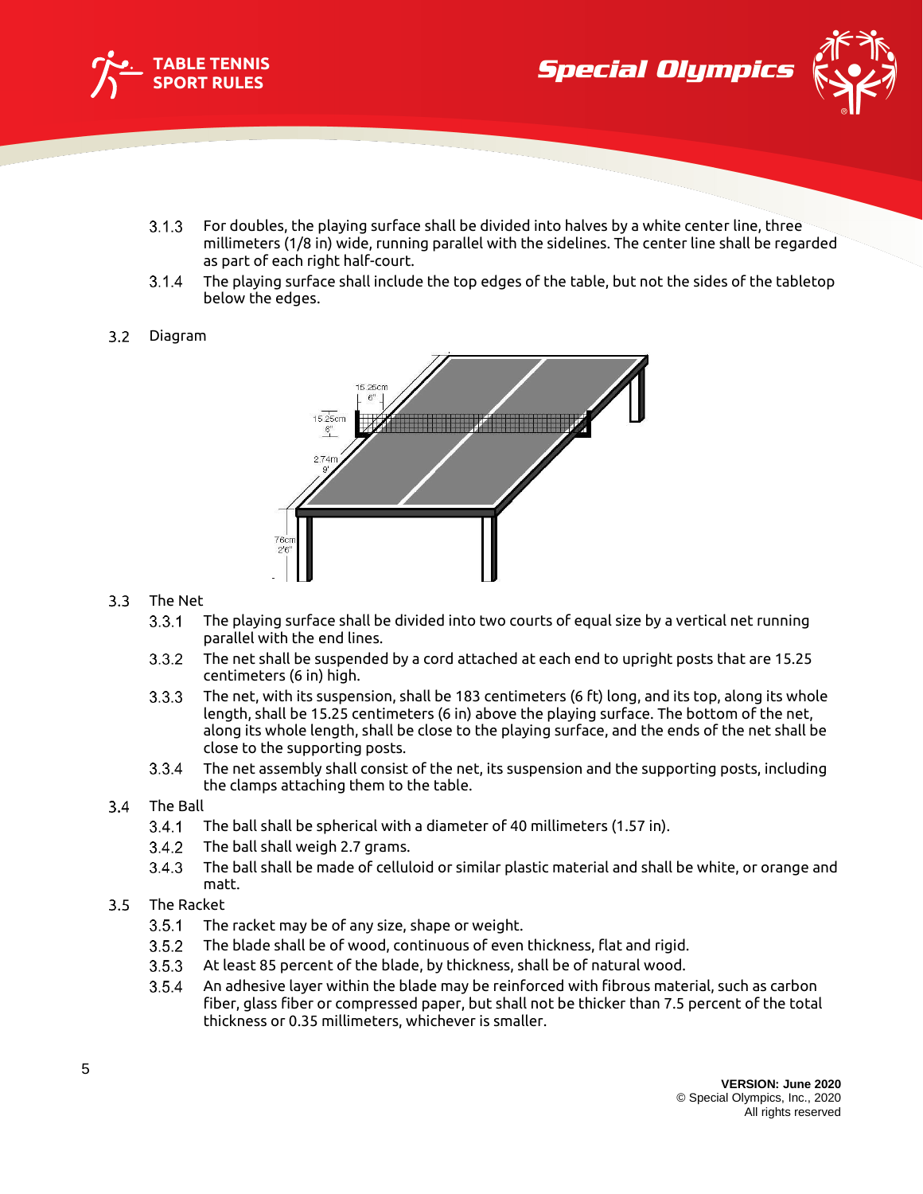3.1.3 For doubles, the playing surface shall be divided into halves by a white center line, three millimeters (1/8 in) wide, running parallel with the sidelines. The center line shall be regarded as part of each right half-court.

3.1.4 The playing surface shall include the top edges of the table, but not the sides of the tabletop below the edges.

## 3.2 Diagram

## 3.3 The Net

3.3.1 The playing surface shall be divided into two courts of equal size by a vertical net running parallel with the end lines.

3.3.2 The net shall be suspended by a cord attached at each end to upright posts that are 15.25 centimeters (6 in) high.

3.3.3 The net, with its suspension, shall be 183 centimeters (6 ft) long, and its top, along its whole length, shall be 15.25 centimeters (6 in) above the playing surface. The bottom of the net, along its whole length, shall be close to the playing surface, and the ends of the net shall be close to the supporting posts.

3.3.4 The net assembly shall consist of the net, its suspension and the supporting posts, including the clamps attaching them to the table.

## 3.4 The Ball

3.4.1 The ball shall be spherical with a diameter of 40 millimeters (1.57 in).

3.4.2 The ball shall weigh 2.7 grams.

3.4.3 The ball shall be made of celluloid or similar plastic material and shall be white, or orange and matt.

## 3.5 The Racket

3.5.1 The racket may be of any size, shape or weight.

3.5.2 The blade shall be of wood, continuous of even thickness, flat and rigid.

3.5.3 At least 85 percent of the blade, by thickness, shall be of natural wood.

3.5.4 An adhesive layer within the blade may be reinforced with fibrous material, such as carbon fiber, glass fiber or compressed paper, but shall not be thicker than 7.5 percent of the total thickness or 0.35 millimeters, whichever is smaller.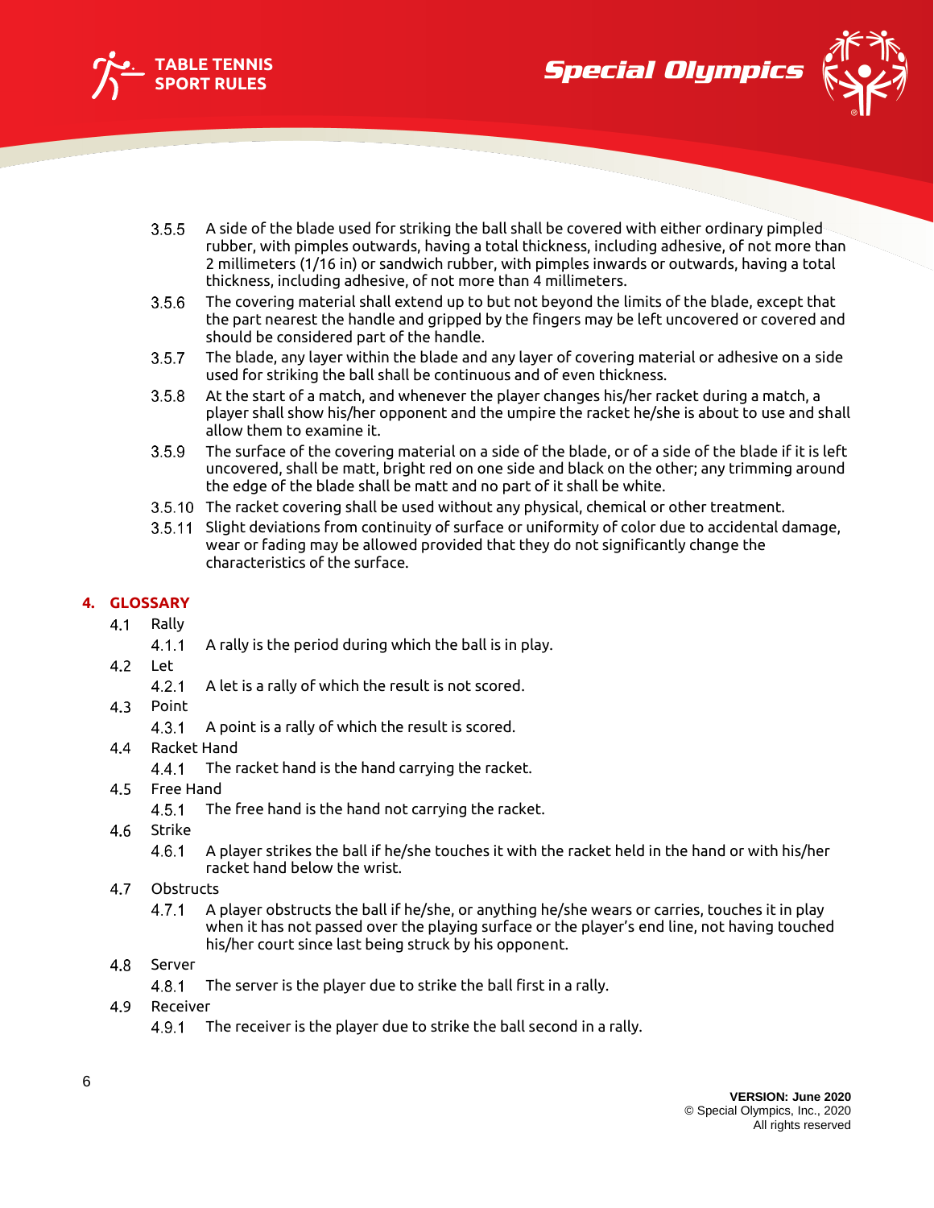3.5.5 A side of the blade used for striking the ball shall be covered with either ordinary pimpled rubber, with pimples outwards, having a total thickness, including adhesive, of not more than 2 millimeters (1/16 in) or sandwich rubber, with pimples inwards or outwards, having a total thickness, including adhesive, of not more than 4 millimeters.

3.5.6 The covering material shall extend up to but not beyond the limits of the blade, except that the part nearest the handle and gripped by the fingers may be left uncovered or covered and should be considered part of the handle.

3.5.7 The blade, any layer within the blade and any layer of covering material or adhesive on a side used for striking the ball shall be continuous and of even thickness.

3.5.8 At the start of a match, and whenever the player changes his/her racket during a match, a player shall show his/her opponent and the umpire the racket he/she is about to use and shall allow them to examine it.

3.5.9 The surface of the covering material on a side of the blade, or of a side of the blade if it is left uncovered, shall be matt, bright red on one side and black on the other; any trimming around the edge of the blade shall be matt and no part of it shall be white.

3.5.10 The racket covering shall be used without any physical, chemical or other treatment.

3.5.11 Slight deviations from continuity of surface or uniformity of color due to accidental damage, wear or fading may be allowed provided that they do not significantly change the characteristics of the surface.

## 4. GLOSSARY

4.1 Rally

4.1.1 A rally is the period during which the ball is in play.

4.2 Let

4.2.1 A let is a rally of which the result is not scored.

4.3 Point

4.3.1 A point is a rally of which the result is scored.

4.4 Racket Hand

4.4.1 The racket hand is the hand carrying the racket.

4.5 Free Hand

4.5.1 The free hand is the hand not carrying the racket.

4.6 Strike

4.6.1 A player strikes the ball if he/she touches it with the racket held in the hand or with his/her racket hand below the wrist.

4.7 Obstructs

4.7.1 A player obstructs the ball if he/she, or anything he/she wears or carries, touches it in play when it has not passed over the playing surface or the player's end line, not having touched his/her court since last being struck by his opponent.

4.8 Server

4.8.1 The server is the player due to strike the ball first in a rally.

4.9 Receiver

4.9.1 The receiver is the player due to strike the ball second in a rally.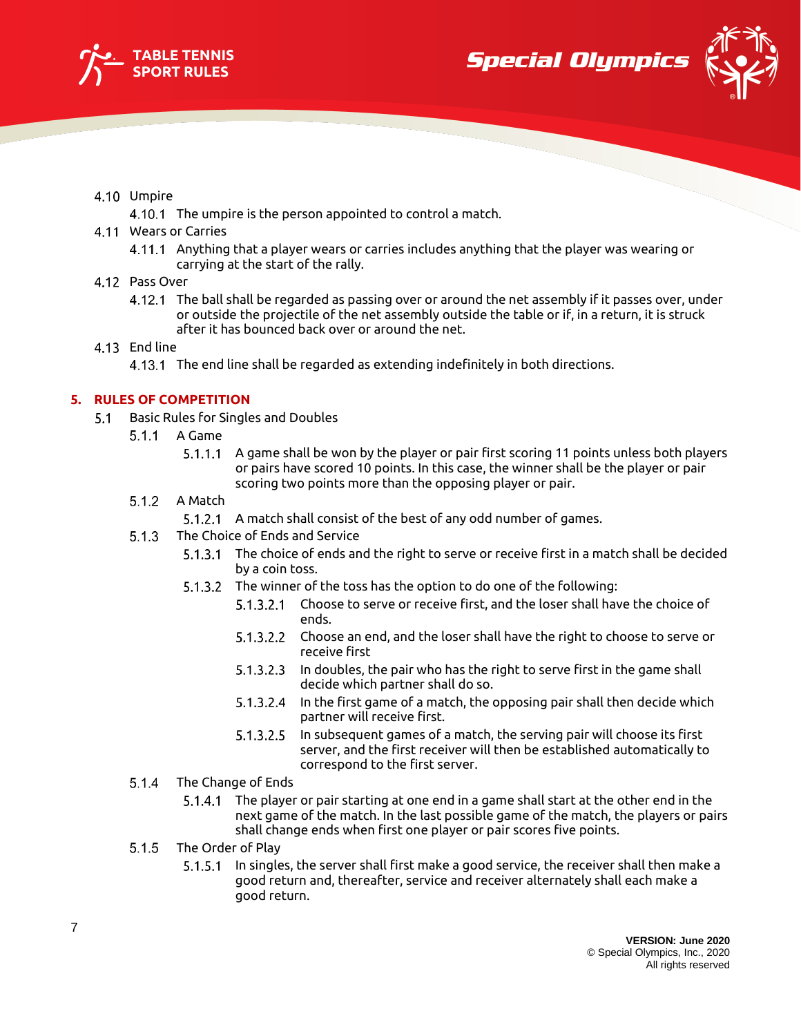4.10 Umpire

4.10.1 The umpire is the person appointed to control a match.

4.11 Wears or Carries

4.11.1 Anything that a player wears or carries includes anything that the player was wearing or carrying at the start of the rally.

4.12 Pass Over

4.12.1 The ball shall be regarded as passing over or around the net assembly if it passes over, under or outside the projectile of the net assembly outside the table or if, in a return, it is struck after it has bounced back over or around the net.

4.13 End line

4.13.1 The end line shall be regarded as extending indefinitely in both directions.

## 5. RULES OF COMPETITION

5.1 Basic Rules for Singles and Doubles

5.1.1 A Game

5.1.1.1 A game shall be won by the player or pair first scoring 11 points unless both players or pairs have scored 10 points. In this case, the winner shall be the player or pair scoring two points more than the opposing player or pair.

5.1.2 A Match

5.1.2.1 A match shall consist of the best of any odd number of games.

5.1.3 The Choice of Ends and Service

5.1.3.1 The choice of ends and the right to serve or receive first in a match shall be decided by a coin toss.

5.1.3.2 The winner of the toss has the option to do one of the following:

5.1.3.2.1 Choose to serve or receive first, and the loser shall have the choice of ends.

5.1.3.2.2 Choose an end, and the loser shall have the right to choose to serve or receive first

5.1.3.2.3 In doubles, the pair who has the right to serve first in the game shall decide which partner shall do so.

5.1.3.2.4 In the first game of a match, the opposing pair shall then decide which partner will receive first.

5.1.3.2.5 In subsequent games of a match, the serving pair will choose its first server, and the first receiver will then be established automatically to correspond to the first server.

5.1.4 The Change of Ends

5.1.4.1 The player or pair starting at one end in a game shall start at the other end in the next game of the match. In the last possible game of the match, the players or pairs shall change ends when first one player or pair scores five points.

5.1.5 The Order of Play

5.1.5.1 In singles, the server shall first make a good service, the receiver shall then make a good return and, thereafter, service and receiver alternately shall each make a good return.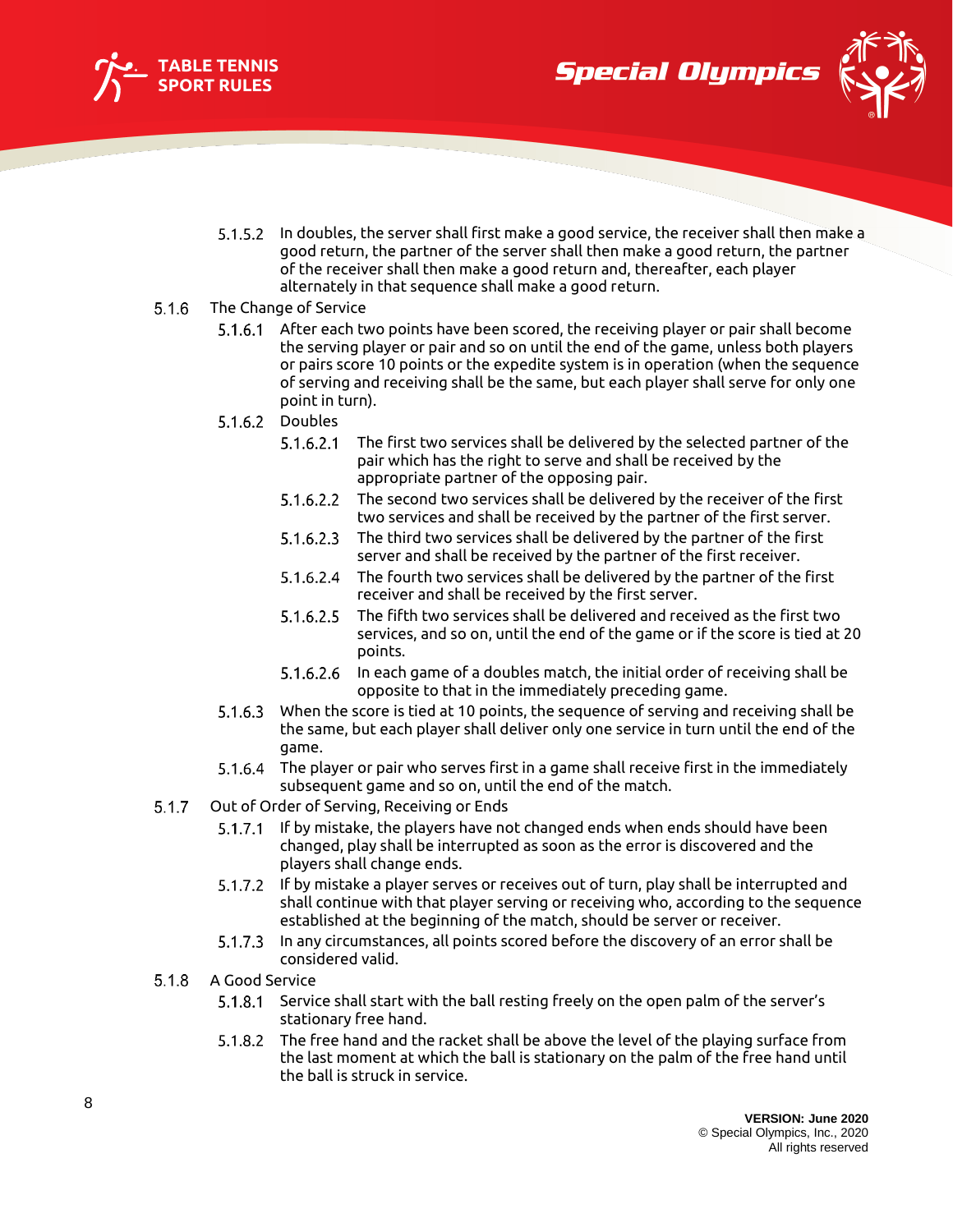5.1.5.2 In doubles, the server shall first make a good service, the receiver shall then make a good return, the partner of the server shall then make a good return, the partner of the receiver shall then make a good return and, thereafter, each player alternately in that sequence shall make a good return.

5.1.6 The Change of Service

5.1.6.1 After each two points have been scored, the receiving player or pair shall become the serving player or pair and so on until the end of the game, unless both players or pairs score 10 points or the expedite system is in operation (when the sequence of serving and receiving shall be the same, but each player shall serve for only one point in turn).

5.1.6.2 Doubles

5.1.6.2.1 The first two services shall be delivered by the selected partner of the pair which has the right to serve and shall be received by the appropriate partner of the opposing pair.

5.1.6.2.2 The second two services shall be delivered by the receiver of the first two services and shall be received by the partner of the first server.

5.1.6.2.3 The third two services shall be delivered by the partner of the first server and shall be received by the partner of the first receiver.

5.1.6.2.4 The fourth two services shall be delivered by the partner of the first receiver and shall be received by the first server.

5.1.6.2.5 The fifth two services shall be delivered and received as the first two services, and so on, until the end of the game or if the score is tied at 20 points.

5.1.6.2.6 In each game of a doubles match, the initial order of receiving shall be opposite to that in the immediately preceding game.

5.1.6.3 When the score is tied at 10 points, the sequence of serving and receiving shall be the same, but each player shall deliver only one service in turn until the end of the game.

5.1.6.4 The player or pair who serves first in a game shall receive first in the immediately subsequent game and so on, until the end of the match.

5.1.7 Out of Order of Serving, Receiving or Ends

5.1.7.1 If by mistake, the players have not changed ends when ends should have been changed, play shall be interrupted as soon as the error is discovered and the players shall change ends.

5.1.7.2 If by mistake a player serves or receives out of turn, play shall be interrupted and shall continue with that player serving or receiving who, according to the sequence established at the beginning of the match, should be server or receiver.

5.1.7.3 In any circumstances, all points scored before the discovery of an error shall be considered valid.

5.1.8 A Good Service

5.1.8.1 Service shall start with the ball resting freely on the open palm of the server's stationary free hand.

5.1.8.2 The free hand and the racket shall be above the level of the playing surface from the last moment at which the ball is stationary on the palm of the free hand until the ball is struck in service.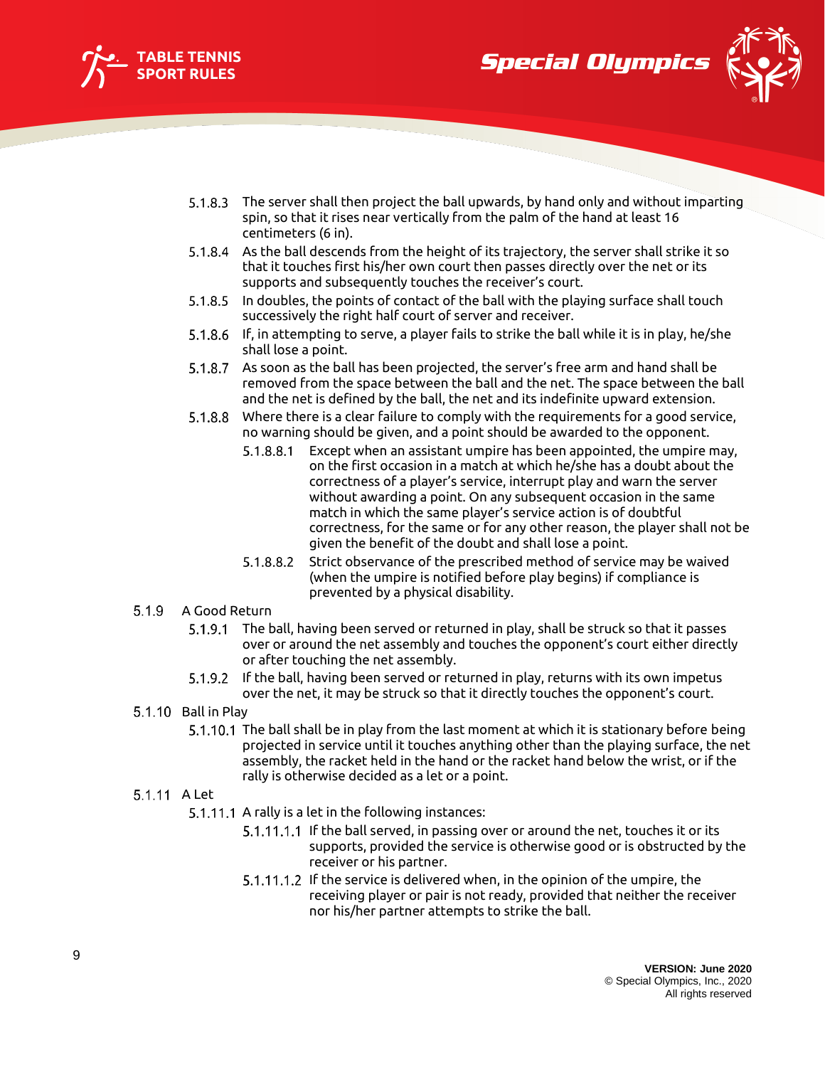5.1.8.3 The server shall then project the ball upwards, by hand only and without imparting spin, so that it rises near vertically from the palm of the hand at least 16 centimeters (6 in).

5.1.8.4 As the ball descends from the height of its trajectory, the server shall strike it so that it touches first his/her own court then passes directly over the net or its supports and subsequently touches the receiver's court.

5.1.8.5 In doubles, the points of contact of the ball with the playing surface shall touch successively the right half court of server and receiver.

5.1.8.6 If, in attempting to serve, a player fails to strike the ball while it is in play, he/she shall lose a point.

5.1.8.7 As soon as the ball has been projected, the server's free arm and hand shall be removed from the space between the ball and the net. The space between the ball and the net is defined by the ball, the net and its indefinite upward extension.

5.1.8.8 Where there is a clear failure to comply with the requirements for a good service, no warning should be given, and a point should be awarded to the opponent.

5.1.8.8.1 Except when an assistant umpire has been appointed, the umpire may, on the first occasion in a match at which he/she has a doubt about the correctness of a player's service, interrupt play and warn the server without awarding a point. On any subsequent occasion in the same match in which the same player's service action is of doubtful correctness, for the same or for any other reason, the player shall not be given the benefit of the doubt and shall lose a point.

5.1.8.8.2 Strict observance of the prescribed method of service may be waived (when the umpire is notified before play begins) if compliance is prevented by a physical disability.

5.1.9 A Good Return

5.1.9.1 The ball, having been served or returned in play, shall be struck so that it passes over or around the net assembly and touches the opponent's court either directly or after touching the net assembly.

5.1.9.2 If the ball, having been served or returned in play, returns with its own impetus over the net, it may be struck so that it directly touches the opponent's court.

5.1.10 Ball in Play

5.1.10.1 The ball shall be in play from the last moment at which it is stationary before being projected in service until it touches anything other than the playing surface, the net assembly, the racket held in the hand or the racket hand below the wrist, or if the rally is otherwise decided as a let or a point.

5.1.11 A Let

5.1.11.1 A rally is a let in the following instances:

5.1.11.1.1 If the ball served, in passing over or around the net, touches it or its supports, provided the service is otherwise good or is obstructed by the receiver or his partner.

5.1.11.1.2 If the service is delivered when, in the opinion of the umpire, the receiving player or pair is not ready, provided that neither the receiver nor his/her partner attempts to strike the ball.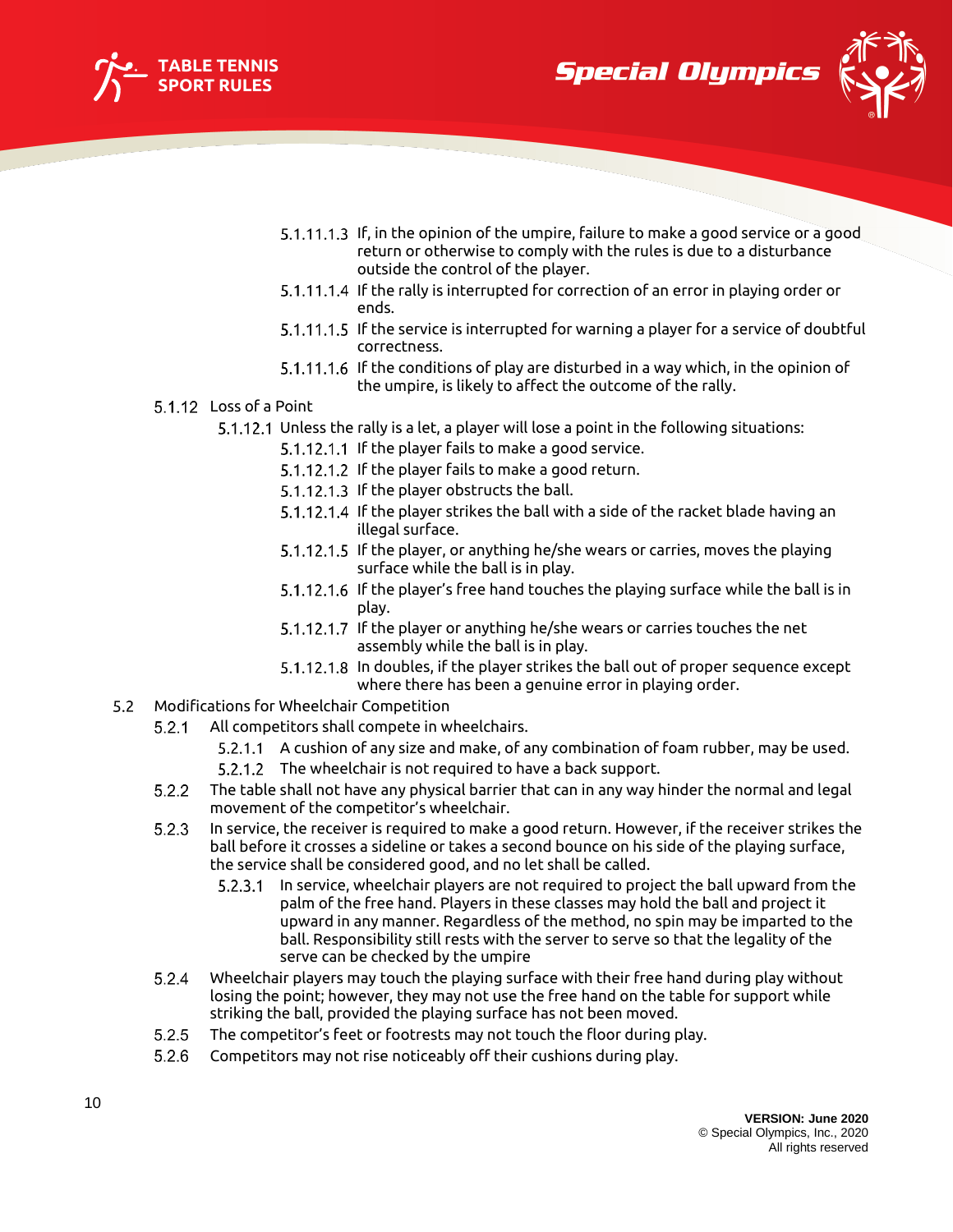5.1.11.1.3 If, in the opinion of the umpire, failure to make a good service or a good return or otherwise to comply with the rules is due to a disturbance outside the control of the player.

5.1.11.1.4 If the rally is interrupted for correction of an error in playing order or ends.

5.1.11.1.5 If the service is interrupted for warning a player for a service of doubtful correctness.

5.1.11.1.6 If the conditions of play are disturbed in a way which, in the opinion of the umpire, is likely to affect the outcome of the rally.

5.1.12 Loss of a Point

5.1.12.1 Unless the rally is a let, a player will lose a point in the following situations:

5.1.12.1.1 If the player fails to make a good service.

5.1.12.1.2 If the player fails to make a good return.

5.1.12.1.3 If the player obstructs the ball.

5.1.12.1.4 If the player strikes the ball with a side of the racket blade having an illegal surface.

5.1.12.1.5 If the player, or anything he/she wears or carries, moves the playing surface while the ball is in play.

5.1.12.1.6 If the player's free hand touches the playing surface while the ball is in play.

5.1.12.1.7 If the player or anything he/she wears or carries touches the net assembly while the ball is in play.

5.1.12.1.8 In doubles, if the player strikes the ball out of proper sequence except where there has been a genuine error in playing order.

5.2 Modifications for Wheelchair Competition

5.2.1 All competitors shall compete in wheelchairs.

5.2.1.1 A cushion of any size and make, of any combination of foam rubber, may be used.

5.2.1.2 The wheelchair is not required to have a back support.

5.2.2 The table shall not have any physical barrier that can in any way hinder the normal and legal movement of the competitor's wheelchair.

5.2.3 In service, the receiver is required to make a good return. However, if the receiver strikes the ball before it crosses a sideline or takes a second bounce on his side of the playing surface, the service shall be considered good, and no let shall be called.

5.2.3.1 In service, wheelchair players are not required to project the ball upward from the palm of the free hand. Players in these classes may hold the ball and project it upward in any manner. Regardless of the method, no spin may be imparted to the ball. Responsibility still rests with the server to serve so that the legality of the serve can be checked by the umpire

5.2.4 Wheelchair players may touch the playing surface with their free hand during play without losing the point; however, they may not use the free hand on the table for support while striking the ball, provided the playing surface has not been moved.

5.2.5 The competitor's feet or footrests may not touch the floor during play.

5.2.6 Competitors may not rise noticeably off their cushions during play.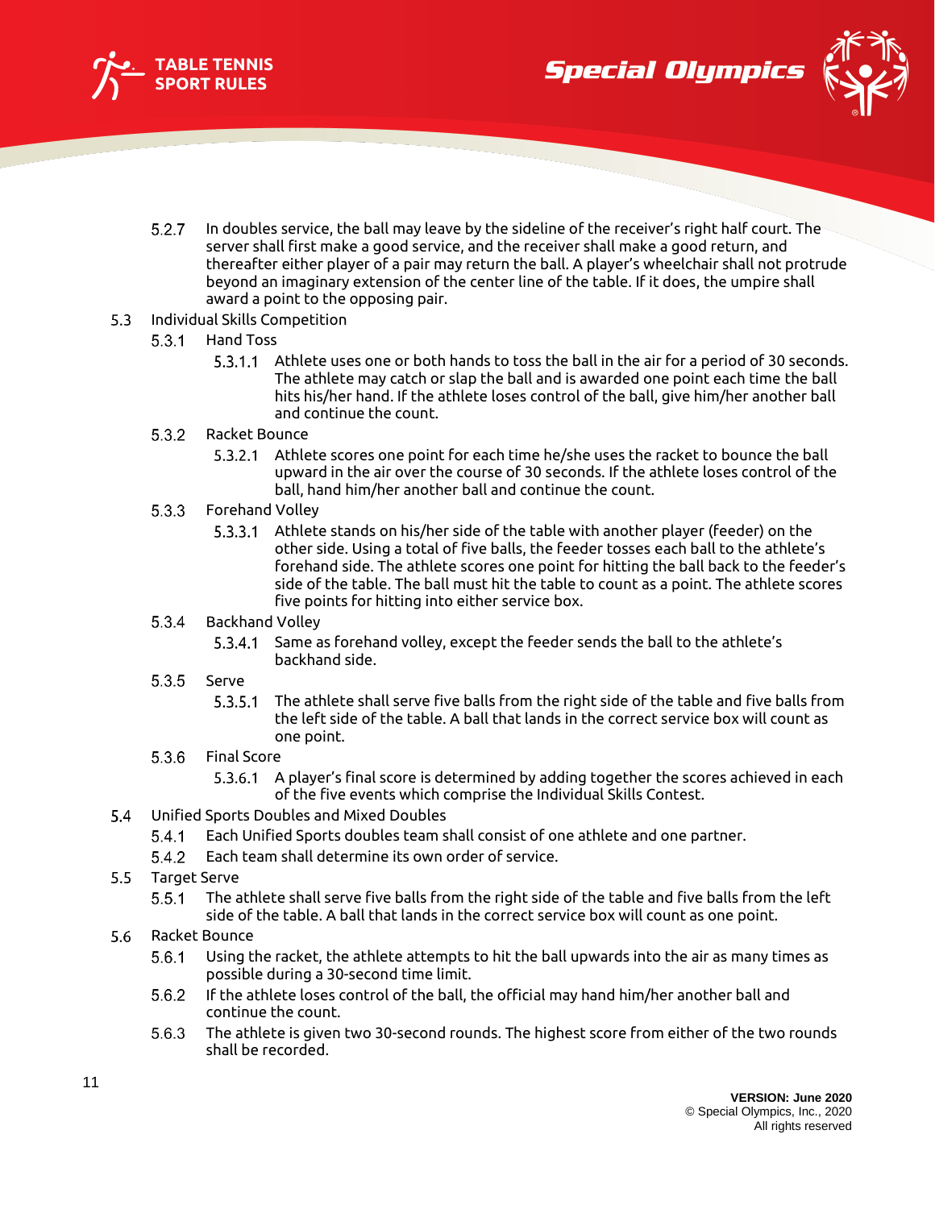5.2.7 In doubles service, the ball may leave by the sideline of the receiver's right half court. The server shall first make a good service, and the receiver shall make a good return, and thereafter either player of a pair may return the ball. A player's wheelchair shall not protrude beyond an imaginary extension of the center line of the table. If it does, the umpire shall award a point to the opposing pair.

5.3 Individual Skills Competition

5.3.1 Hand Toss

5.3.1.1 Athlete uses one or both hands to toss the ball in the air for a period of 30 seconds. The athlete may catch or slap the ball and is awarded one point each time the ball hits his/her hand. If the athlete loses control of the ball, give him/her another ball and continue the count.

5.3.2 Racket Bounce

5.3.2.1 Athlete scores one point for each time he/she uses the racket to bounce the ball upward in the air over the course of 30 seconds. If the athlete loses control of the ball, hand him/her another ball and continue the count.

5.3.3 Forehand Volley

5.3.3.1 Athlete stands on his/her side of the table with another player (feeder) on the other side. Using a total of five balls, the feeder tosses each ball to the athlete's forehand side. The athlete scores one point for hitting the ball back to the feeder's side of the table. The ball must hit the table to count as a point. The athlete scores five points for hitting into either service box.

5.3.4 Backhand Volley

5.3.4.1 Same as forehand volley, except the feeder sends the ball to the athlete's backhand side.

5.3.5 Serve

5.3.5.1 The athlete shall serve five balls from the right side of the table and five balls from the left side of the table. A ball that lands in the correct service box will count as one point.

5.3.6 Final Score

5.3.6.1 A player's final score is determined by adding together the scores achieved in each of the five events which comprise the Individual Skills Contest.

5.4 Unified Sports Doubles and Mixed Doubles

5.4.1 Each Unified Sports doubles team shall consist of one athlete and one partner.

5.4.2 Each team shall determine its own order of service.

5.5 Target Serve

5.5.1 The athlete shall serve five balls from the right side of the table and five balls from the left side of the table. A ball that lands in the correct service box will count as one point.

5.6 Racket Bounce

5.6.1 Using the racket, the athlete attempts to hit the ball upwards into the air as many times as possible during a 30-second time limit.

5.6.2 If the athlete loses control of the ball, the official may hand him/her another ball and continue the count.

5.6.3 The athlete is given two 30-second rounds. The highest score from either of the two rounds shall be recorded.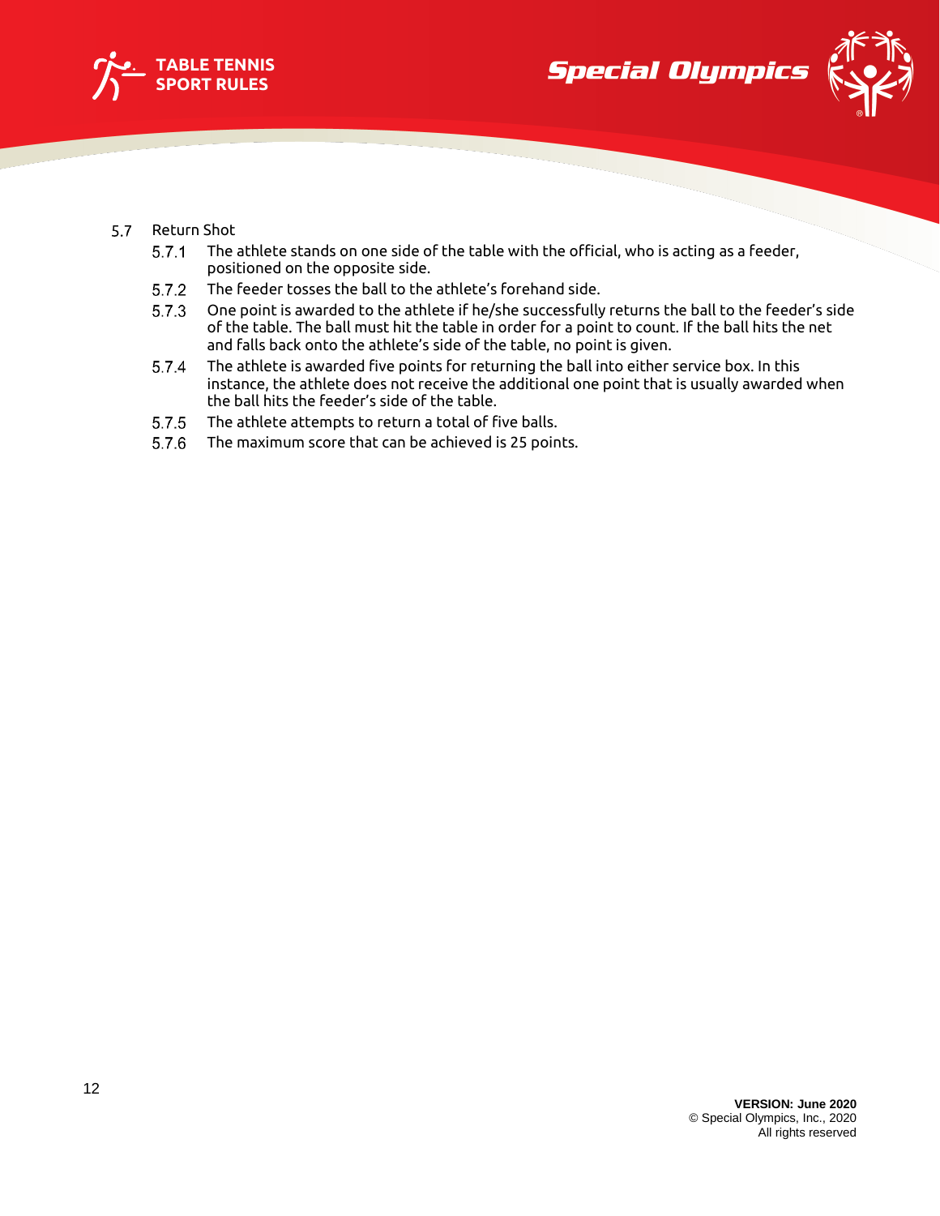### 5.7 Return Shot

- 5.7.1 The athlete stands on one side of the table with the official, who is acting as a feeder, positioned on the opposite side.
- 5.7.2 The feeder tosses the ball to the athlete's forehand side.
- 5.7.3 One point is awarded to the athlete if he/she successfully returns the ball to the feeder's side of the table. The ball must hit the table in order for a point to count. If the ball hits the net and falls back onto the athlete's side of the table, no point is given.
- 5.7.4 The athlete is awarded five points for returning the ball into either service box. In this instance, the athlete does not receive the additional one point that is usually awarded when the ball hits the feeder's side of the table.
- 5.7.5 The athlete attempts to return a total of five balls.
- 5.7.6 The maximum score that can be achieved is 25 points.